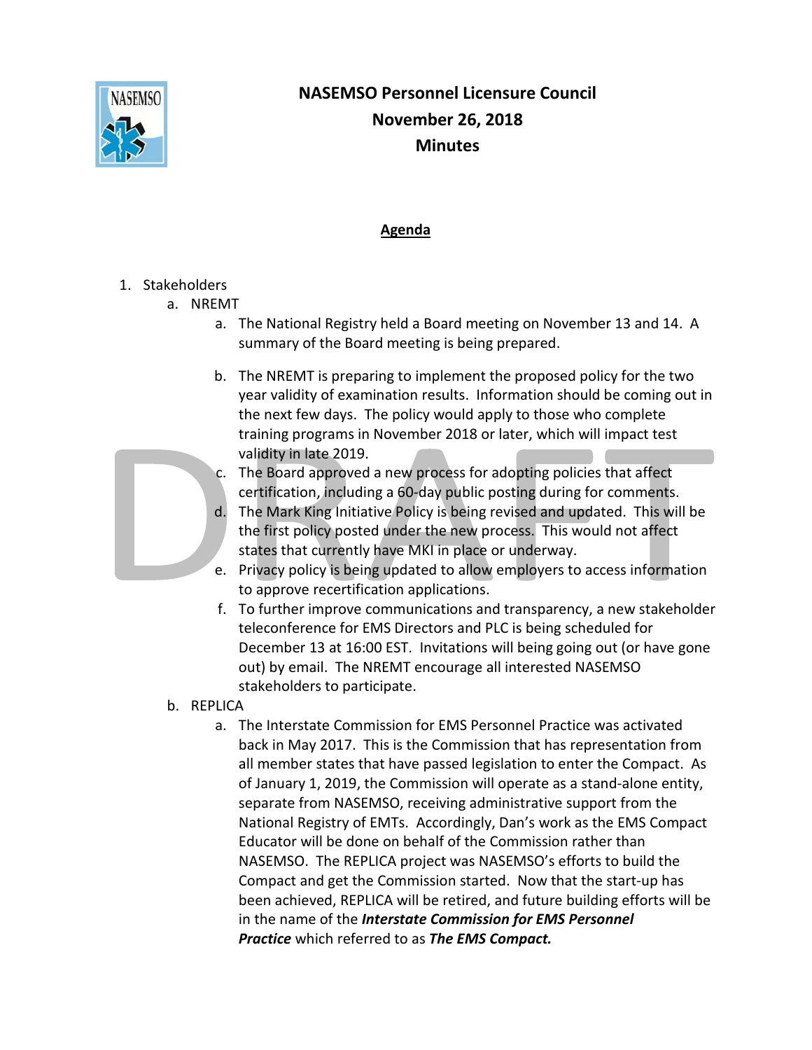# NASEMSO Personnel Licensure Council
## November 26, 2018
## Minutes

**Agenda**

1. Stakeholders
   a. NREMT
      a. The National Registry held a Board meeting on November 13 and 14. A summary of the Board meeting is being prepared.
      b. The NREMT is preparing to implement the proposed policy for the two year validity of examination results. Information should be coming out in the next few days. The policy would apply to those who complete training programs in November 2018 or later, which will impact test validity in late 2019.
      c. The Board approved a new process for adopting policies that affect certification, including a 60-day public posting during for comments.
      d. The Mark King Initiative Policy is being revised and updated. This will be the first policy posted under the new process. This would not affect states that currently have MKI in place or underway.
      e. Privacy policy is being updated to allow employers to access information to approve recertification applications.
      f. To further improve communications and transparency, a new stakeholder teleconference for EMS Directors and PLC is being scheduled for December 13 at 16:00 EST. Invitations will being going out (or have gone out) by email. The NREMT encourage all interested NASEMSO stakeholders to participate.

   b. REPLICA
      a. The Interstate Commission for EMS Personnel Practice was activated back in May 2017. This is the Commission that has representation from all member states that have passed legislation to enter the Compact. As of January 1, 2019, the Commission will operate as a stand-alone entity, separate from NASEMSO, receiving administrative support from the National Registry of EMTs. Accordingly, Dan's work as the EMS Compact Educator will be done on behalf of the Commission rather than NASEMSO. The REPLICA project was NASEMSO's efforts to build the Compact and get the Commission started. Now that the start-up has been achieved, REPLICA will be retired, and future building efforts will be in the name of the ***Interstate Commission for EMS Personnel Practice*** which referred to as ***The EMS Compact.***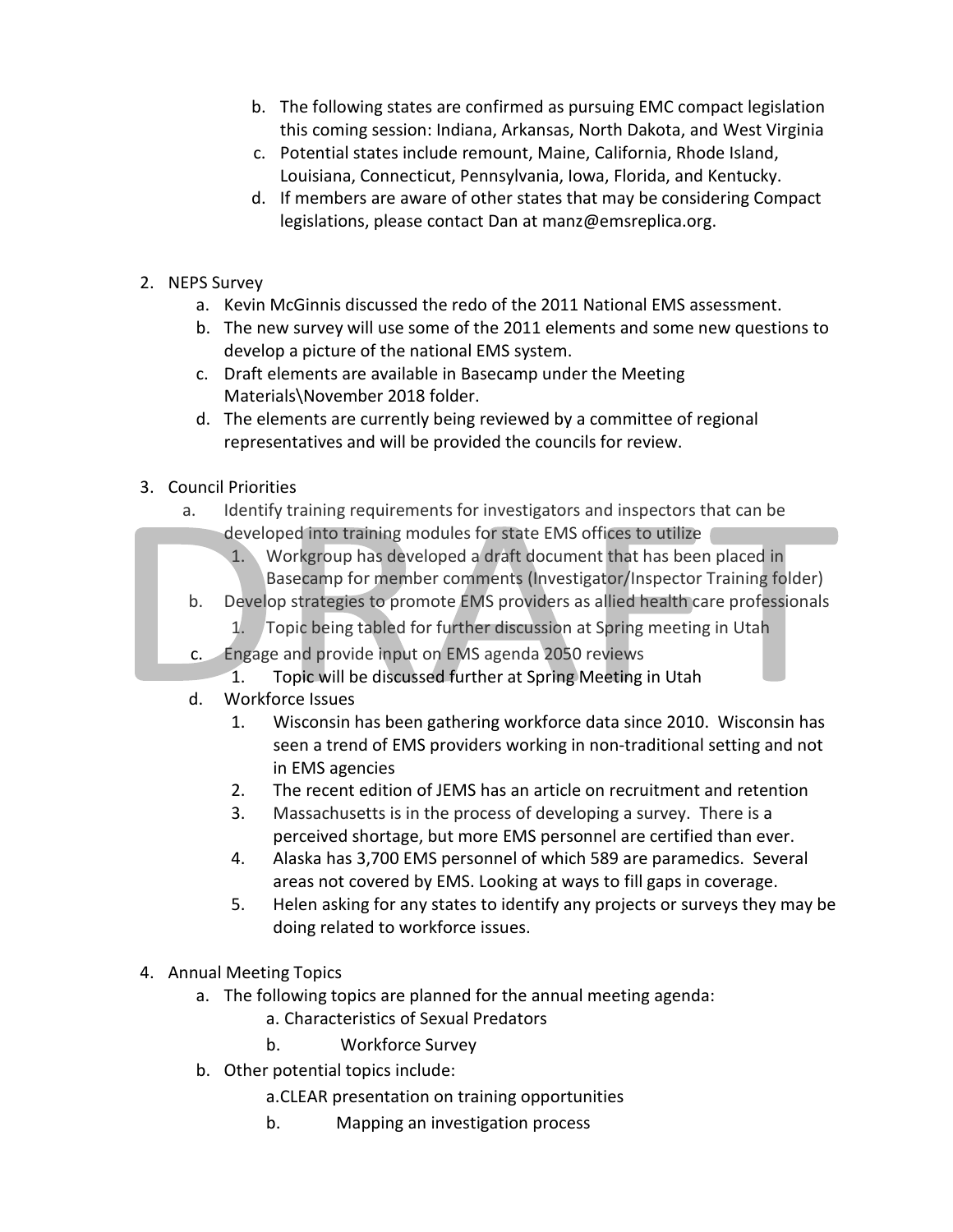b. The following states are confirmed as pursuing EMC compact legislation this coming session: Indiana, Arkansas, North Dakota, and West Virginia
   c. Potential states include remount, Maine, California, Rhode Island, Louisiana, Connecticut, Pennsylvania, Iowa, Florida, and Kentucky.
   d. If members are aware of other states that may be considering Compact legislations, please contact Dan at manz@emsreplica.org.

2. NEPS Survey
   a. Kevin McGinnis discussed the redo of the 2011 National EMS assessment.
   b. The new survey will use some of the 2011 elements and some new questions to develop a picture of the national EMS system.
   c. Draft elements are available in Basecamp under the Meeting Materials\November 2018 folder.
   d. The elements are currently being reviewed by a committee of regional representatives and will be provided the councils for review.

3. Council Priorities
   a. Identify training requirements for investigators and inspectors that can be developed into training modules for state EMS offices to utilize
      1. Workgroup has developed a draft document that has been placed in Basecamp for member comments (Investigator/Inspector Training folder)
   b. Develop strategies to promote EMS providers as allied health care professionals
      1. Topic being tabled for further discussion at Spring meeting in Utah
   c. Engage and provide input on EMS agenda 2050 reviews
      1. Topic will be discussed further at Spring Meeting in Utah
   d. Workforce Issues
      1. Wisconsin has been gathering workforce data since 2010. Wisconsin has seen a trend of EMS providers working in non-traditional setting and not in EMS agencies
      2. The recent edition of JEMS has an article on recruitment and retention
      3. Massachusetts is in the process of developing a survey. There is a perceived shortage, but more EMS personnel are certified than ever.
      4. Alaska has 3,700 EMS personnel of which 589 are paramedics. Several areas not covered by EMS. Looking at ways to fill gaps in coverage.
      5. Helen asking for any states to identify any projects or surveys they may be doing related to workforce issues.

4. Annual Meeting Topics
   a. The following topics are planned for the annual meeting agenda:
      a. Characteristics of Sexual Predators
      b. Workforce Survey
   b. Other potential topics include:
      a. CLEAR presentation on training opportunities
      b. Mapping an investigation process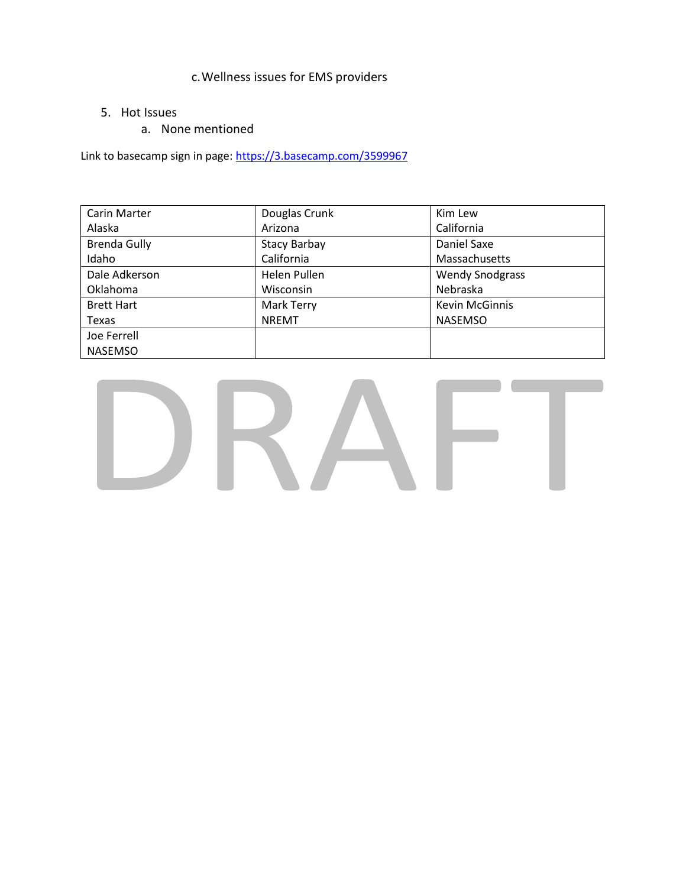c. Wellness issues for EMS providers

5. Hot Issues
    a. None mentioned

Link to basecamp sign in page: [https://3.basecamp.com/3599967](https://3.basecamp.com/3599967)

| | | |
|---|---|---|
| Carin Marter<br>Alaska | Douglas Crunk<br>Arizona | Kim Lew<br>California |
| Brenda Gully<br>Idaho | Stacy Barbay<br>California | Daniel Saxe<br>Massachusetts |
| Dale Adkerson<br>Oklahoma | Helen Pullen<br>Wisconsin | Wendy Snodgrass<br>Nebraska |
| Brett Hart<br>Texas | Mark Terry<br>NREMT | Kevin McGinnis<br>NASEMSO |
| Joe Ferrell<br>NASEMSO | | |

DRAFT